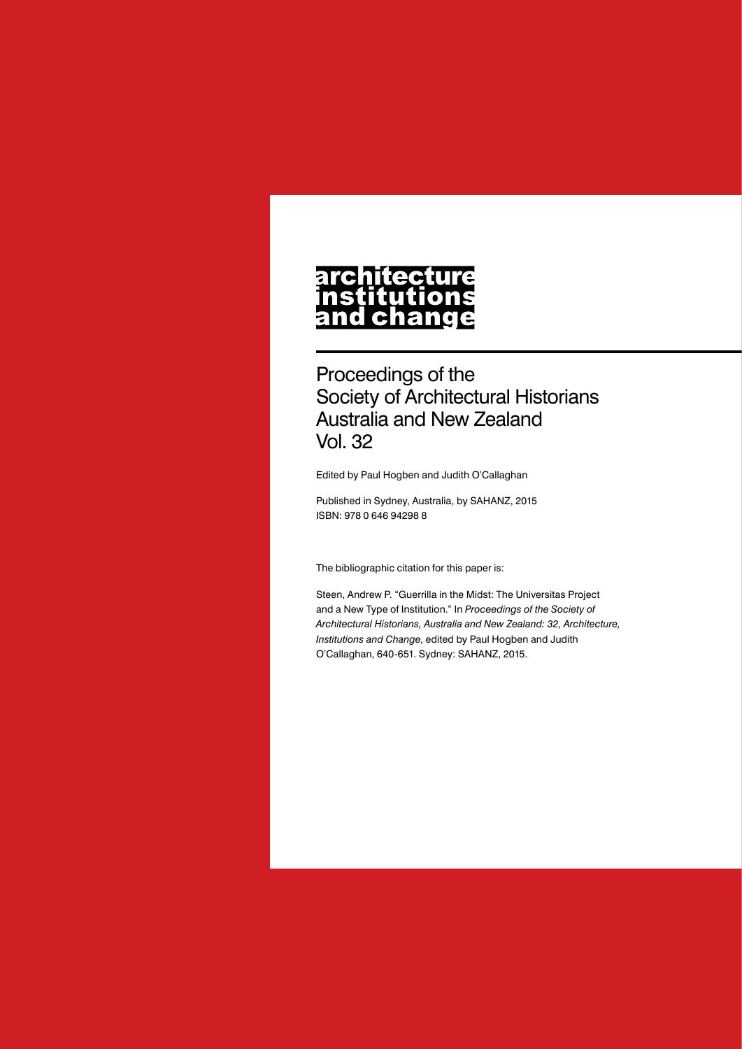# architecture institutions and change

Proceedings of the
Society of Architectural Historians
Australia and New Zealand
Vol. 32

Edited by Paul Hogben and Judith O'Callaghan

Published in Sydney, Australia, by SAHANZ, 2015
ISBN: 978 0 646 94298 8

The bibliographic citation for this paper is:

Steen, Andrew P. "Guerrilla in the Midst: The Universitas Project and a New Type of Institution." In *Proceedings of the Society of Architectural Historians, Australia and New Zealand: 32, Architecture, Institutions and Change*, edited by Paul Hogben and Judith O'Callaghan, 640-651. Sydney: SAHANZ, 2015.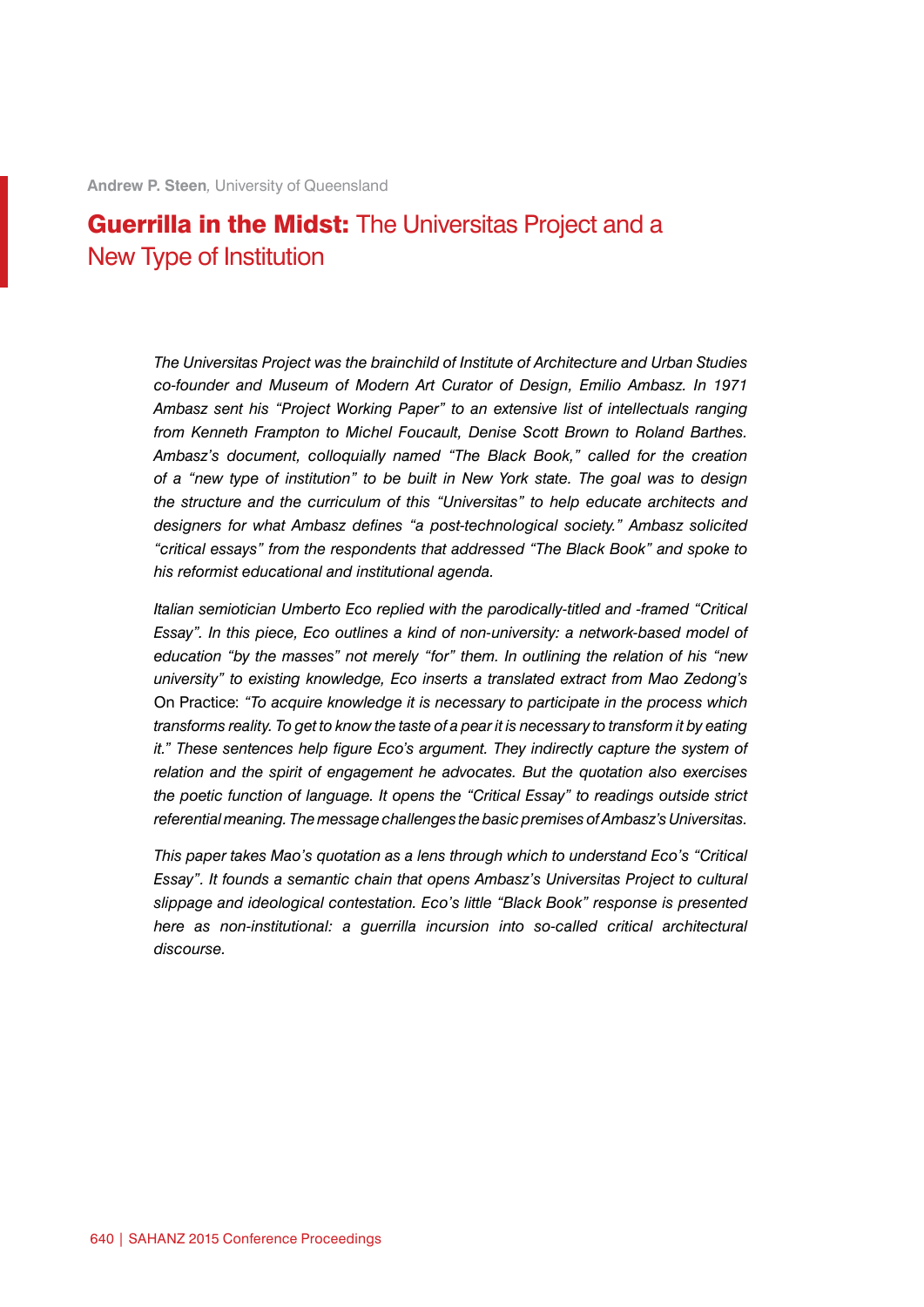**Andrew P. Steen**, University of Queensland

# **Guerrilla in the Midst:** The Universitas Project and a New Type of Institution

*The Universitas Project was the brainchild of Institute of Architecture and Urban Studies co-founder and Museum of Modern Art Curator of Design, Emilio Ambasz. In 1971 Ambasz sent his "Project Working Paper" to an extensive list of intellectuals ranging from Kenneth Frampton to Michel Foucault, Denise Scott Brown to Roland Barthes. Ambasz's document, colloquially named "The Black Book," called for the creation of a "new type of institution" to be built in New York state. The goal was to design the structure and the curriculum of this "Universitas" to help educate architects and designers for what Ambasz defines "a post-technological society." Ambasz solicited "critical essays" from the respondents that addressed "The Black Book" and spoke to his reformist educational and institutional agenda.*

*Italian semiotician Umberto Eco replied with the parodically-titled and -framed "Critical Essay". In this piece, Eco outlines a kind of non-university: a network-based model of education "by the masses" not merely "for" them. In outlining the relation of his "new university" to existing knowledge, Eco inserts a translated extract from Mao Zedong's* On Practice: *"To acquire knowledge it is necessary to participate in the process which transforms reality. To get to know the taste of a pear it is necessary to transform it by eating it." These sentences help figure Eco's argument. They indirectly capture the system of relation and the spirit of engagement he advocates. But the quotation also exercises the poetic function of language. It opens the "Critical Essay" to readings outside strict referential meaning. The message challenges the basic premises of Ambasz's Universitas.*

*This paper takes Mao's quotation as a lens through which to understand Eco's "Critical Essay". It founds a semantic chain that opens Ambasz's Universitas Project to cultural slippage and ideological contestation. Eco's little "Black Book" response is presented here as non-institutional: a guerrilla incursion into so-called critical architectural discourse.*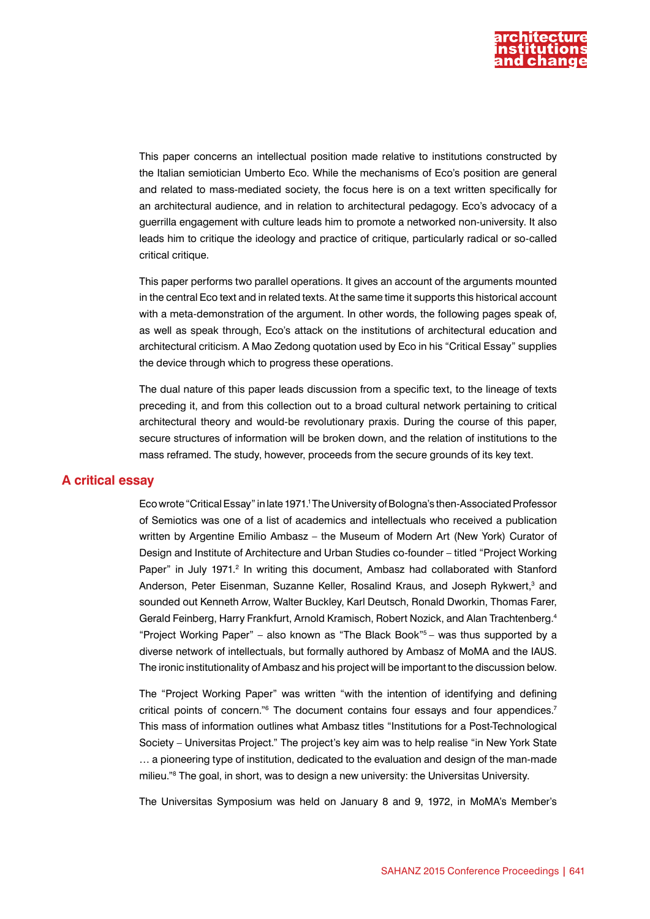This paper concerns an intellectual position made relative to institutions constructed by the Italian semiotician Umberto Eco. While the mechanisms of Eco's position are general and related to mass-mediated society, the focus here is on a text written specifically for an architectural audience, and in relation to architectural pedagogy. Eco's advocacy of a guerrilla engagement with culture leads him to promote a networked non-university. It also leads him to critique the ideology and practice of critique, particularly radical or so-called critical critique.

This paper performs two parallel operations. It gives an account of the arguments mounted in the central Eco text and in related texts. At the same time it supports this historical account with a meta-demonstration of the argument. In other words, the following pages speak of, as well as speak through, Eco's attack on the institutions of architectural education and architectural criticism. A Mao Zedong quotation used by Eco in his "Critical Essay" supplies the device through which to progress these operations.

The dual nature of this paper leads discussion from a specific text, to the lineage of texts preceding it, and from this collection out to a broad cultural network pertaining to critical architectural theory and would-be revolutionary praxis. During the course of this paper, secure structures of information will be broken down, and the relation of institutions to the mass reframed. The study, however, proceeds from the secure grounds of its key text.

## A critical essay

Eco wrote "Critical Essay" in late 1971.[1] The University of Bologna's then-Associated Professor of Semiotics was one of a list of academics and intellectuals who received a publication written by Argentine Emilio Ambasz – the Museum of Modern Art (New York) Curator of Design and Institute of Architecture and Urban Studies co-founder – titled "Project Working Paper" in July 1971.[2] In writing this document, Ambasz had collaborated with Stanford Anderson, Peter Eisenman, Suzanne Keller, Rosalind Kraus, and Joseph Rykwert,[3] and sounded out Kenneth Arrow, Walter Buckley, Karl Deutsch, Ronald Dworkin, Thomas Farer, Gerald Feinberg, Harry Frankfurt, Arnold Kramisch, Robert Nozick, and Alan Trachtenberg.[4] "Project Working Paper" – also known as "The Black Book"[5] – was thus supported by a diverse network of intellectuals, but formally authored by Ambasz of MoMA and the IAUS. The ironic institutionality of Ambasz and his project will be important to the discussion below.

The "Project Working Paper" was written "with the intention of identifying and defining critical points of concern."[6] The document contains four essays and four appendices.[7] This mass of information outlines what Ambasz titles "Institutions for a Post-Technological Society – Universitas Project." The project's key aim was to help realise "in New York State … a pioneering type of institution, dedicated to the evaluation and design of the man-made milieu."[8] The goal, in short, was to design a new university: the Universitas University.

The Universitas Symposium was held on January 8 and 9, 1972, in MoMA's Member's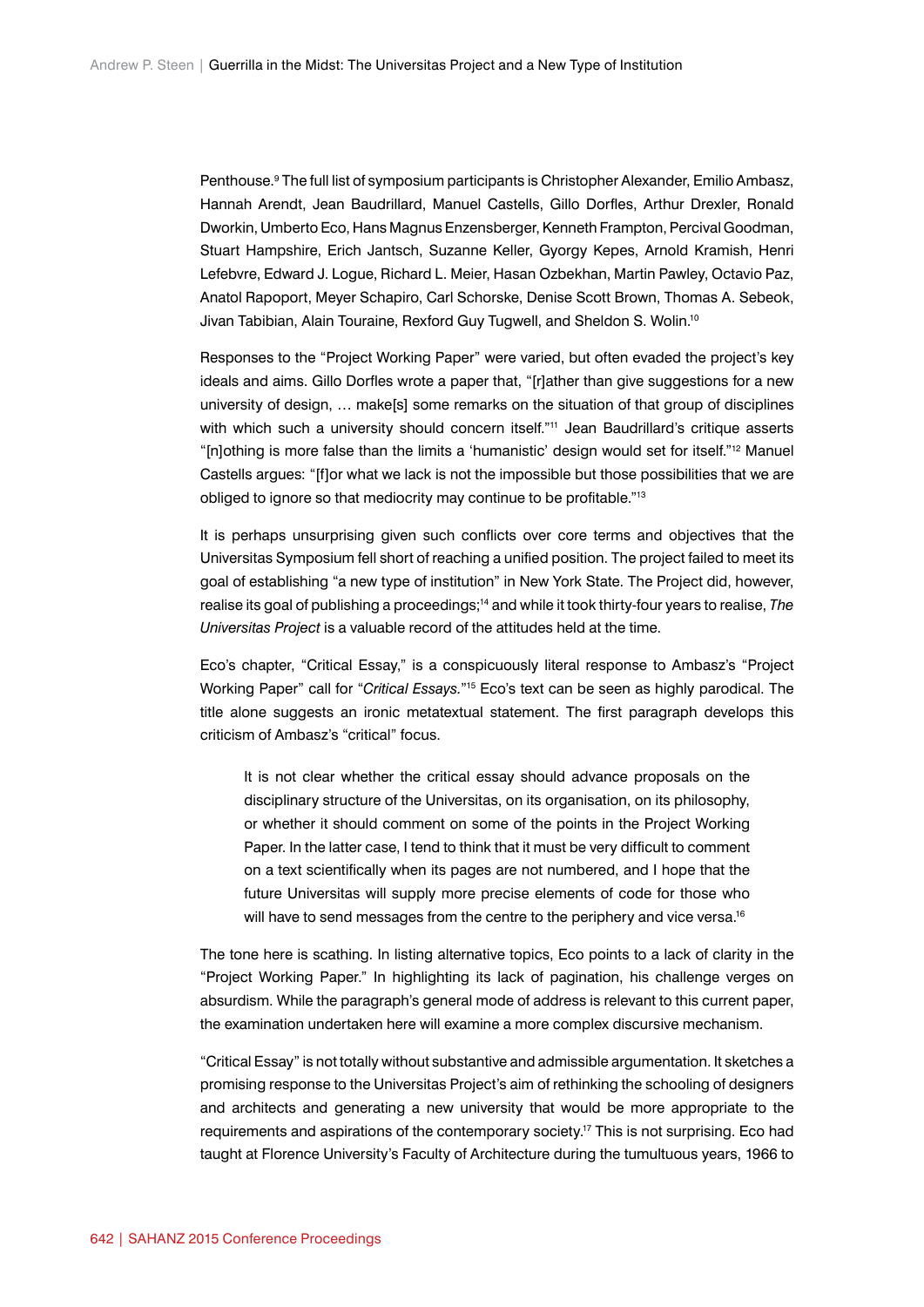Penthouse.[9] The full list of symposium participants is Christopher Alexander, Emilio Ambasz, Hannah Arendt, Jean Baudrillard, Manuel Castells, Gillo Dorfles, Arthur Drexler, Ronald Dworkin, Umberto Eco, Hans Magnus Enzensberger, Kenneth Frampton, Percival Goodman, Stuart Hampshire, Erich Jantsch, Suzanne Keller, Gyorgy Kepes, Arnold Kramish, Henri Lefebvre, Edward J. Logue, Richard L. Meier, Hasan Ozbekhan, Martin Pawley, Octavio Paz, Anatol Rapoport, Meyer Schapiro, Carl Schorske, Denise Scott Brown, Thomas A. Sebeok, Jivan Tabibian, Alain Touraine, Rexford Guy Tugwell, and Sheldon S. Wolin.[10]

Responses to the "Project Working Paper" were varied, but often evaded the project's key ideals and aims. Gillo Dorfles wrote a paper that, "[r]ather than give suggestions for a new university of design, … make[s] some remarks on the situation of that group of disciplines with which such a university should concern itself."[11] Jean Baudrillard's critique asserts "[n]othing is more false than the limits a 'humanistic' design would set for itself."[12] Manuel Castells argues: "[f]or what we lack is not the impossible but those possibilities that we are obliged to ignore so that mediocrity may continue to be profitable."[13]

It is perhaps unsurprising given such conflicts over core terms and objectives that the Universitas Symposium fell short of reaching a unified position. The project failed to meet its goal of establishing "a new type of institution" in New York State. The Project did, however, realise its goal of publishing a proceedings;[14] and while it took thirty-four years to realise, *The Universitas Project* is a valuable record of the attitudes held at the time.

Eco's chapter, "Critical Essay," is a conspicuously literal response to Ambasz's "Project Working Paper" call for "*Critical Essays.*"[15] Eco's text can be seen as highly parodical. The title alone suggests an ironic metatextual statement. The first paragraph develops this criticism of Ambasz's "critical" focus.

> It is not clear whether the critical essay should advance proposals on the disciplinary structure of the Universitas, on its organisation, on its philosophy, or whether it should comment on some of the points in the Project Working Paper. In the latter case, I tend to think that it must be very difficult to comment on a text scientifically when its pages are not numbered, and I hope that the future Universitas will supply more precise elements of code for those who will have to send messages from the centre to the periphery and vice versa.[16]

The tone here is scathing. In listing alternative topics, Eco points to a lack of clarity in the "Project Working Paper." In highlighting its lack of pagination, his challenge verges on absurdism. While the paragraph's general mode of address is relevant to this current paper, the examination undertaken here will examine a more complex discursive mechanism.

"Critical Essay" is not totally without substantive and admissible argumentation. It sketches a promising response to the Universitas Project's aim of rethinking the schooling of designers and architects and generating a new university that would be more appropriate to the requirements and aspirations of the contemporary society.[17] This is not surprising. Eco had taught at Florence University's Faculty of Architecture during the tumultuous years, 1966 to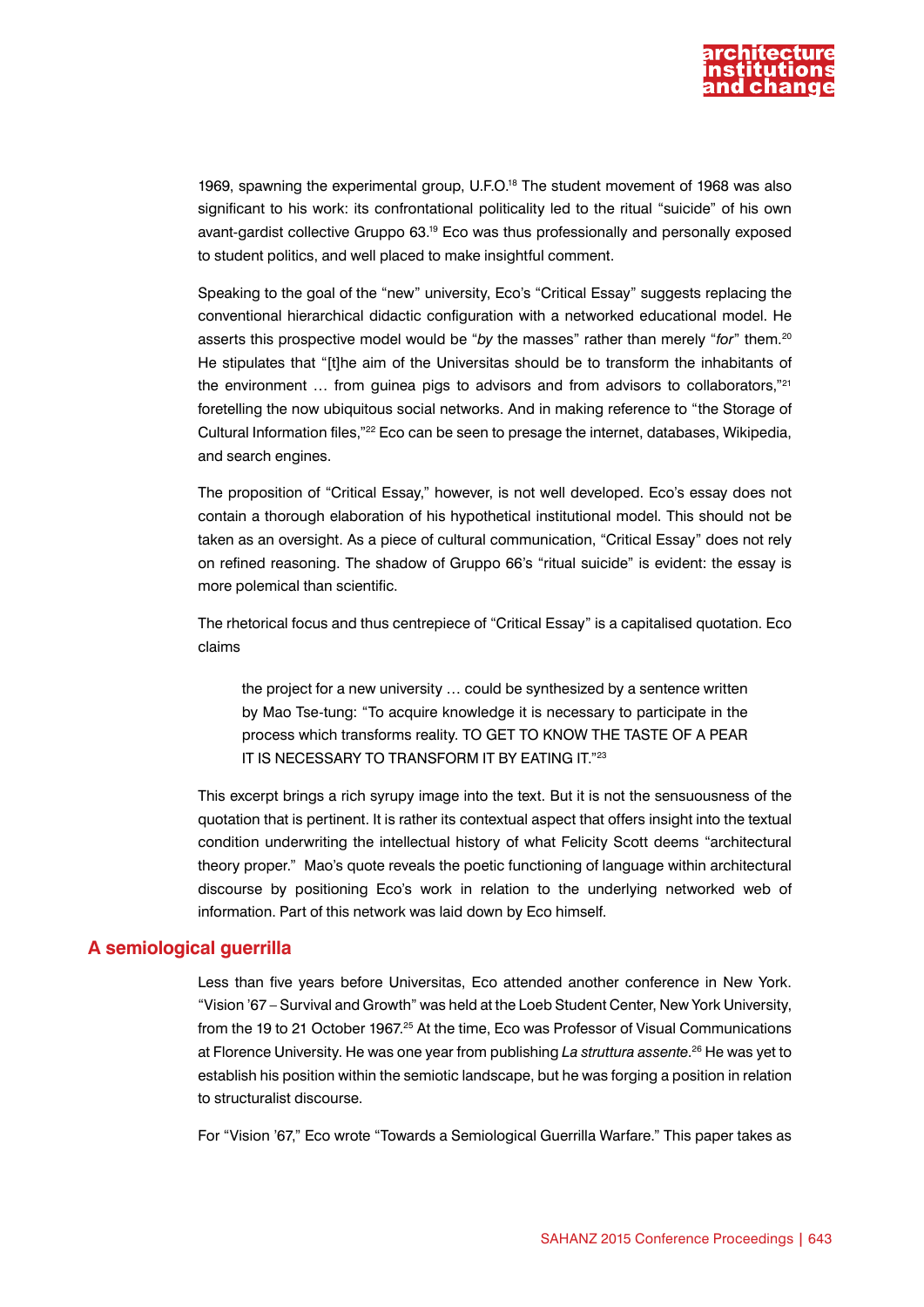1969, spawning the experimental group, U.F.O.[18] The student movement of 1968 was also significant to his work: its confrontational politicality led to the ritual "suicide" of his own avant-gardist collective Gruppo 63.[19] Eco was thus professionally and personally exposed to student politics, and well placed to make insightful comment.

Speaking to the goal of the "new" university, Eco's "Critical Essay" suggests replacing the conventional hierarchical didactic configuration with a networked educational model. He asserts this prospective model would be "*by* the masses" rather than merely "*for*" them.[20] He stipulates that "[t]he aim of the Universitas should be to transform the inhabitants of the environment … from guinea pigs to advisors and from advisors to collaborators,"[21] foretelling the now ubiquitous social networks. And in making reference to "the Storage of Cultural Information files,"[22] Eco can be seen to presage the internet, databases, Wikipedia, and search engines.

The proposition of "Critical Essay," however, is not well developed. Eco's essay does not contain a thorough elaboration of his hypothetical institutional model. This should not be taken as an oversight. As a piece of cultural communication, "Critical Essay" does not rely on refined reasoning. The shadow of Gruppo 66's "ritual suicide" is evident: the essay is more polemical than scientific.

The rhetorical focus and thus centrepiece of "Critical Essay" is a capitalised quotation. Eco claims

> the project for a new university … could be synthesized by a sentence written by Mao Tse-tung: "To acquire knowledge it is necessary to participate in the process which transforms reality. TO GET TO KNOW THE TASTE OF A PEAR IT IS NECESSARY TO TRANSFORM IT BY EATING IT."[23]

This excerpt brings a rich syrupy image into the text. But it is not the sensuousness of the quotation that is pertinent. It is rather its contextual aspect that offers insight into the textual condition underwriting the intellectual history of what Felicity Scott deems "architectural theory proper." Mao's quote reveals the poetic functioning of language within architectural discourse by positioning Eco's work in relation to the underlying networked web of information. Part of this network was laid down by Eco himself.

## A semiological guerrilla

Less than five years before Universitas, Eco attended another conference in New York. "Vision '67 – Survival and Growth" was held at the Loeb Student Center, New York University, from the 19 to 21 October 1967.[25] At the time, Eco was Professor of Visual Communications at Florence University. He was one year from publishing *La struttura assente*.[26] He was yet to establish his position within the semiotic landscape, but he was forging a position in relation to structuralist discourse.

For "Vision '67," Eco wrote "Towards a Semiological Guerrilla Warfare." This paper takes as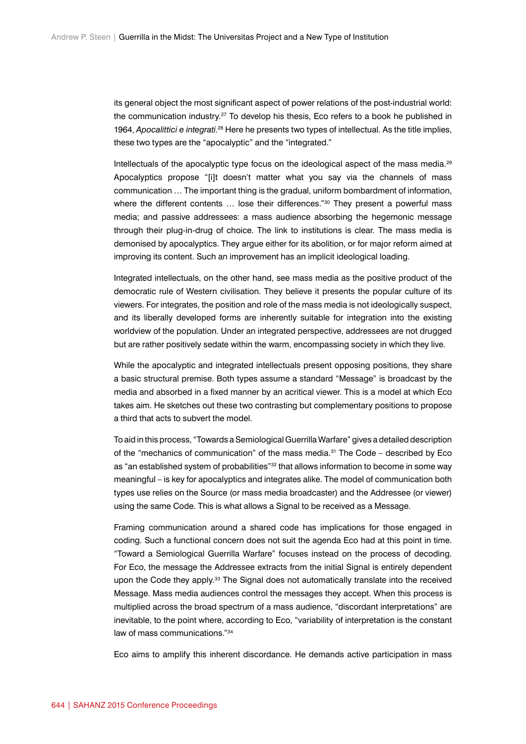its general object the most significant aspect of power relations of the post-industrial world: the communication industry.[27] To develop his thesis, Eco refers to a book he published in 1964, *Apocalittici e integrati*.[28] Here he presents two types of intellectual. As the title implies, these two types are the "apocalyptic" and the "integrated."

Intellectuals of the apocalyptic type focus on the ideological aspect of the mass media.[29] Apocalyptics propose "[i]t doesn't matter what you say via the channels of mass communication … The important thing is the gradual, uniform bombardment of information, where the different contents … lose their differences."[30] They present a powerful mass media; and passive addressees: a mass audience absorbing the hegemonic message through their plug-in-drug of choice. The link to institutions is clear. The mass media is demonised by apocalyptics. They argue either for its abolition, or for major reform aimed at improving its content. Such an improvement has an implicit ideological loading.

Integrated intellectuals, on the other hand, see mass media as the positive product of the democratic rule of Western civilisation. They believe it presents the popular culture of its viewers. For integrates, the position and role of the mass media is not ideologically suspect, and its liberally developed forms are inherently suitable for integration into the existing worldview of the population. Under an integrated perspective, addressees are not drugged but are rather positively sedate within the warm, encompassing society in which they live.

While the apocalyptic and integrated intellectuals present opposing positions, they share a basic structural premise. Both types assume a standard "Message" is broadcast by the media and absorbed in a fixed manner by an acritical viewer. This is a model at which Eco takes aim. He sketches out these two contrasting but complementary positions to propose a third that acts to subvert the model.

To aid in this process, "Towards a Semiological Guerrilla Warfare" gives a detailed description of the "mechanics of communication" of the mass media.[31] The Code – described by Eco as "an established system of probabilities"[32] that allows information to become in some way meaningful – is key for apocalyptics and integrates alike. The model of communication both types use relies on the Source (or mass media broadcaster) and the Addressee (or viewer) using the same Code. This is what allows a Signal to be received as a Message.

Framing communication around a shared code has implications for those engaged in coding. Such a functional concern does not suit the agenda Eco had at this point in time. "Toward a Semiological Guerrilla Warfare" focuses instead on the process of decoding. For Eco, the message the Addressee extracts from the initial Signal is entirely dependent upon the Code they apply.[33] The Signal does not automatically translate into the received Message. Mass media audiences control the messages they accept. When this process is multiplied across the broad spectrum of a mass audience, "discordant interpretations" are inevitable, to the point where, according to Eco, "variability of interpretation is the constant law of mass communications."[34]

Eco aims to amplify this inherent discordance. He demands active participation in mass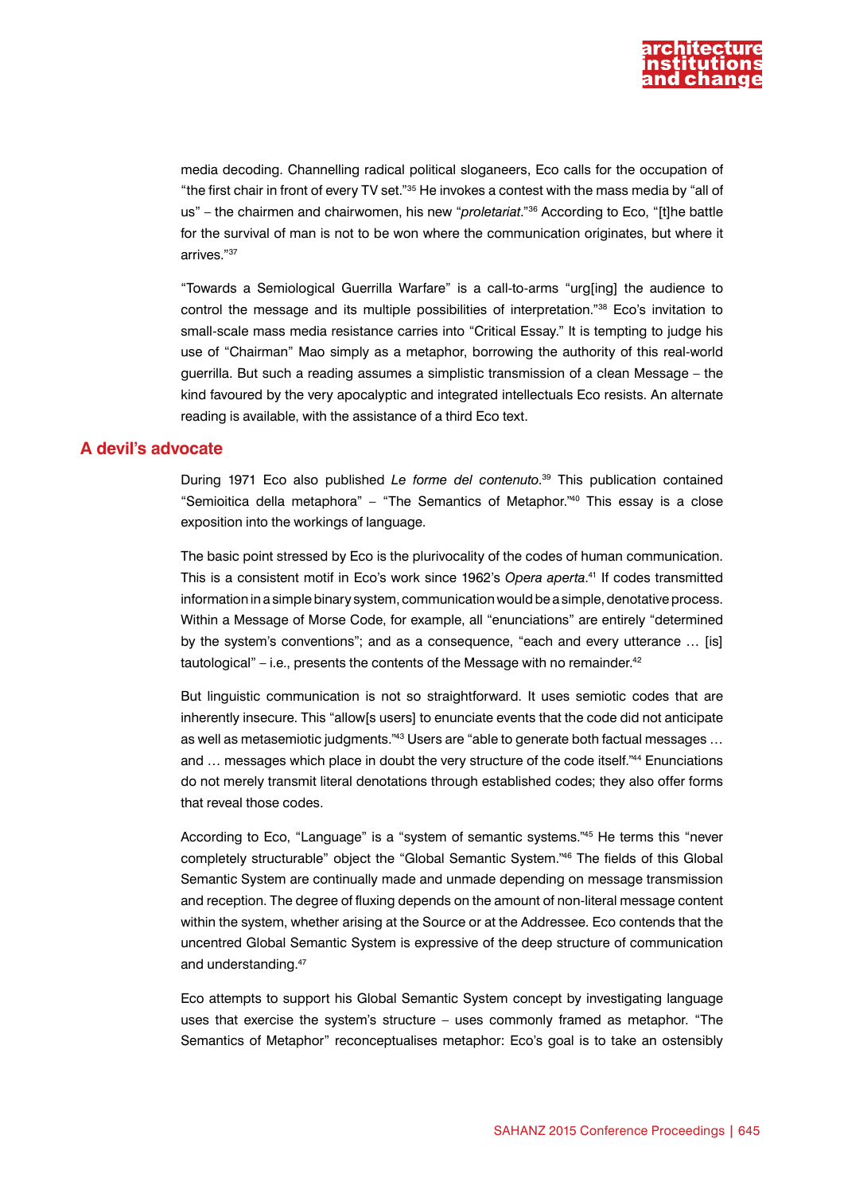media decoding. Channelling radical political sloganeers, Eco calls for the occupation of "the first chair in front of every TV set."[35] He invokes a contest with the mass media by "all of us" – the chairmen and chairwomen, his new "*proletariat*."[36] According to Eco, "[t]he battle for the survival of man is not to be won where the communication originates, but where it arrives."[37]

"Towards a Semiological Guerrilla Warfare" is a call-to-arms "urg[ing] the audience to control the message and its multiple possibilities of interpretation."[38] Eco's invitation to small-scale mass media resistance carries into "Critical Essay." It is tempting to judge his use of "Chairman" Mao simply as a metaphor, borrowing the authority of this real-world guerrilla. But such a reading assumes a simplistic transmission of a clean Message – the kind favoured by the very apocalyptic and integrated intellectuals Eco resists. An alternate reading is available, with the assistance of a third Eco text.

## A devil's advocate

During 1971 Eco also published *Le forme del contenuto*.[39] This publication contained "Semioitica della metaphora" – "The Semantics of Metaphor."[40] This essay is a close exposition into the workings of language.

The basic point stressed by Eco is the plurivocality of the codes of human communication. This is a consistent motif in Eco's work since 1962's *Opera aperta*.[41] If codes transmitted information in a simple binary system, communication would be a simple, denotative process. Within a Message of Morse Code, for example, all "enunciations" are entirely "determined by the system's conventions"; and as a consequence, "each and every utterance … [is] tautological" – i.e., presents the contents of the Message with no remainder.[42]

But linguistic communication is not so straightforward. It uses semiotic codes that are inherently insecure. This "allow[s users] to enunciate events that the code did not anticipate as well as metasemiotic judgments."[43] Users are "able to generate both factual messages … and … messages which place in doubt the very structure of the code itself."[44] Enunciations do not merely transmit literal denotations through established codes; they also offer forms that reveal those codes.

According to Eco, "Language" is a "system of semantic systems."[45] He terms this "never completely structurable" object the "Global Semantic System."[46] The fields of this Global Semantic System are continually made and unmade depending on message transmission and reception. The degree of fluxing depends on the amount of non-literal message content within the system, whether arising at the Source or at the Addressee. Eco contends that the uncentred Global Semantic System is expressive of the deep structure of communication and understanding.[47]

Eco attempts to support his Global Semantic System concept by investigating language uses that exercise the system's structure – uses commonly framed as metaphor. "The Semantics of Metaphor" reconceptualises metaphor: Eco's goal is to take an ostensibly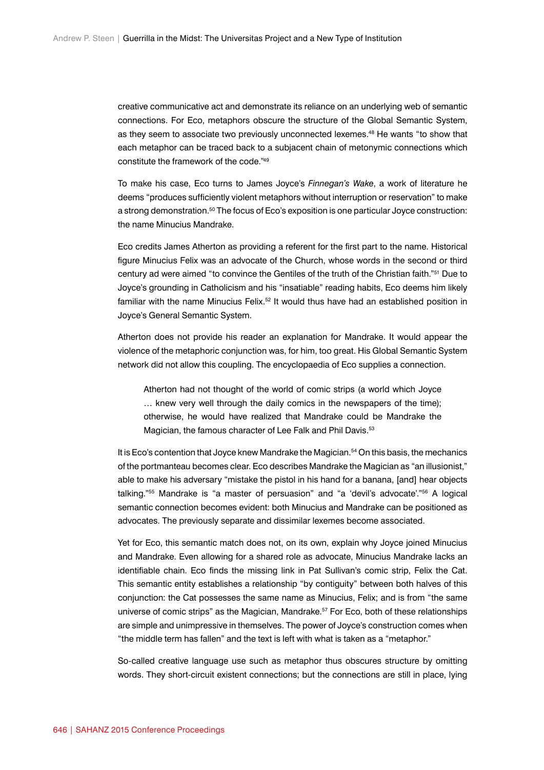creative communicative act and demonstrate its reliance on an underlying web of semantic connections. For Eco, metaphors obscure the structure of the Global Semantic System, as they seem to associate two previously unconnected lexemes.[48] He wants "to show that each metaphor can be traced back to a subjacent chain of metonymic connections which constitute the framework of the code."[49]

To make his case, Eco turns to James Joyce's *Finnegan's Wake*, a work of literature he deems "produces sufficiently violent metaphors without interruption or reservation" to make a strong demonstration.[50] The focus of Eco's exposition is one particular Joyce construction: the name Minucius Mandrake.

Eco credits James Atherton as providing a referent for the first part to the name. Historical figure Minucius Felix was an advocate of the Church, whose words in the second or third century ad were aimed "to convince the Gentiles of the truth of the Christian faith."[51] Due to Joyce's grounding in Catholicism and his "insatiable" reading habits, Eco deems him likely familiar with the name Minucius Felix.[52] It would thus have had an established position in Joyce's General Semantic System.

Atherton does not provide his reader an explanation for Mandrake. It would appear the violence of the metaphoric conjunction was, for him, too great. His Global Semantic System network did not allow this coupling. The encyclopaedia of Eco supplies a connection.

> Atherton had not thought of the world of comic strips (a world which Joyce … knew very well through the daily comics in the newspapers of the time); otherwise, he would have realized that Mandrake could be Mandrake the Magician, the famous character of Lee Falk and Phil Davis.[53]

It is Eco's contention that Joyce knew Mandrake the Magician.[54] On this basis, the mechanics of the portmanteau becomes clear. Eco describes Mandrake the Magician as "an illusionist," able to make his adversary "mistake the pistol in his hand for a banana, [and] hear objects talking."[55] Mandrake is "a master of persuasion" and "a 'devil's advocate'."[56] A logical semantic connection becomes evident: both Minucius and Mandrake can be positioned as advocates. The previously separate and dissimilar lexemes become associated.

Yet for Eco, this semantic match does not, on its own, explain why Joyce joined Minucius and Mandrake. Even allowing for a shared role as advocate, Minucius Mandrake lacks an identifiable chain. Eco finds the missing link in Pat Sullivan's comic strip, Felix the Cat. This semantic entity establishes a relationship "by contiguity" between both halves of this conjunction: the Cat possesses the same name as Minucius, Felix; and is from "the same universe of comic strips" as the Magician, Mandrake.[57] For Eco, both of these relationships are simple and unimpressive in themselves. The power of Joyce's construction comes when "the middle term has fallen" and the text is left with what is taken as a "metaphor."

So-called creative language use such as metaphor thus obscures structure by omitting words. They short-circuit existent connections; but the connections are still in place, lying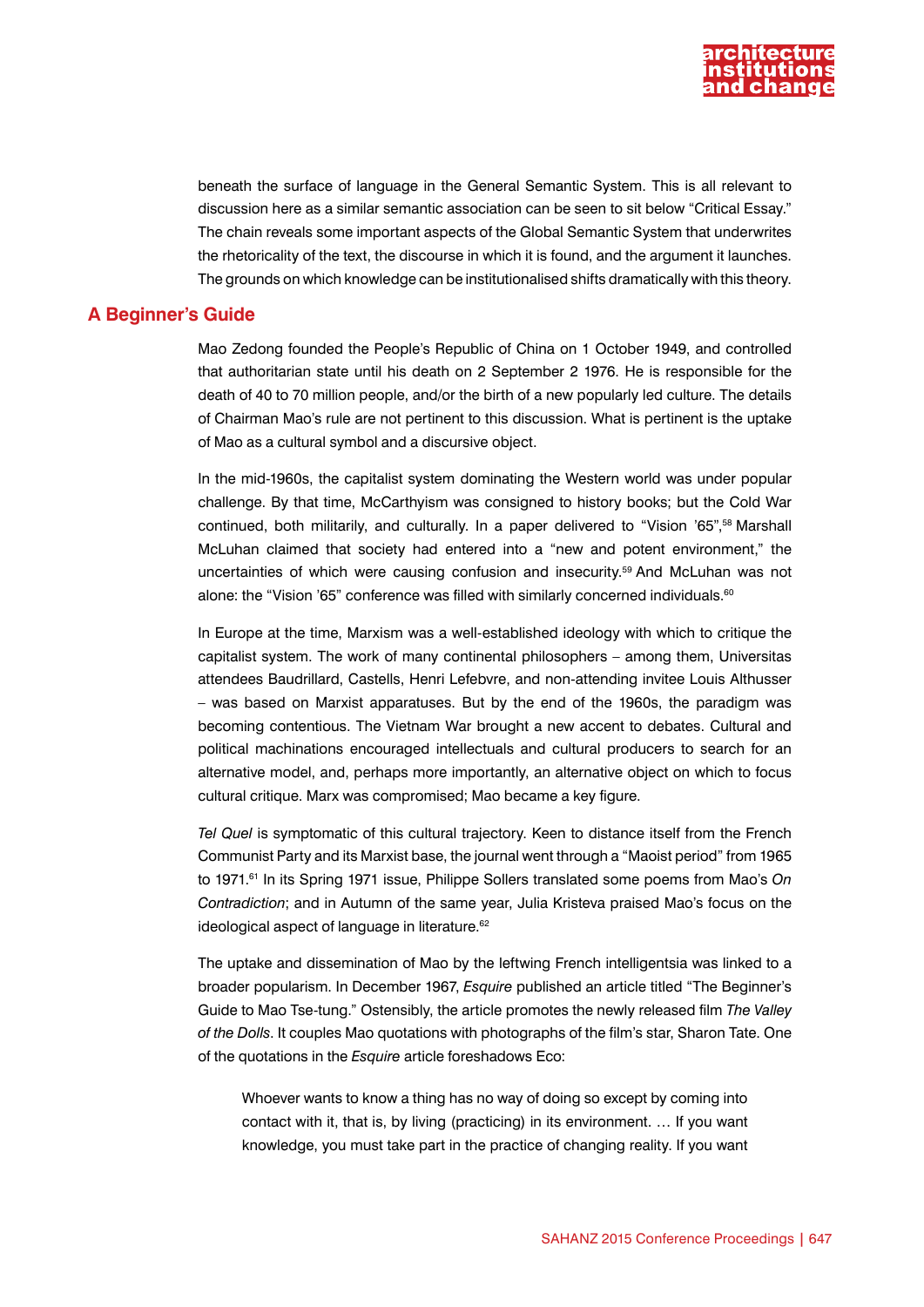beneath the surface of language in the General Semantic System. This is all relevant to discussion here as a similar semantic association can be seen to sit below "Critical Essay." The chain reveals some important aspects of the Global Semantic System that underwrites the rhetoricality of the text, the discourse in which it is found, and the argument it launches. The grounds on which knowledge can be institutionalised shifts dramatically with this theory.

## A Beginner's Guide

Mao Zedong founded the People's Republic of China on 1 October 1949, and controlled that authoritarian state until his death on 2 September 2 1976. He is responsible for the death of 40 to 70 million people, and/or the birth of a new popularly led culture. The details of Chairman Mao's rule are not pertinent to this discussion. What is pertinent is the uptake of Mao as a cultural symbol and a discursive object.

In the mid-1960s, the capitalist system dominating the Western world was under popular challenge. By that time, McCarthyism was consigned to history books; but the Cold War continued, both militarily, and culturally. In a paper delivered to "Vision '65",[58] Marshall McLuhan claimed that society had entered into a "new and potent environment," the uncertainties of which were causing confusion and insecurity.[59] And McLuhan was not alone: the "Vision '65" conference was filled with similarly concerned individuals.[60]

In Europe at the time, Marxism was a well-established ideology with which to critique the capitalist system. The work of many continental philosophers – among them, Universitas attendees Baudrillard, Castells, Henri Lefebvre, and non-attending invitee Louis Althusser – was based on Marxist apparatuses. But by the end of the 1960s, the paradigm was becoming contentious. The Vietnam War brought a new accent to debates. Cultural and political machinations encouraged intellectuals and cultural producers to search for an alternative model, and, perhaps more importantly, an alternative object on which to focus cultural critique. Marx was compromised; Mao became a key figure.

*Tel Quel* is symptomatic of this cultural trajectory. Keen to distance itself from the French Communist Party and its Marxist base, the journal went through a "Maoist period" from 1965 to 1971.[61] In its Spring 1971 issue, Philippe Sollers translated some poems from Mao's *On Contradiction*; and in Autumn of the same year, Julia Kristeva praised Mao's focus on the ideological aspect of language in literature.[62]

The uptake and dissemination of Mao by the leftwing French intelligentsia was linked to a broader popularism. In December 1967, *Esquire* published an article titled "The Beginner's Guide to Mao Tse-tung." Ostensibly, the article promotes the newly released film *The Valley of the Dolls*. It couples Mao quotations with photographs of the film's star, Sharon Tate. One of the quotations in the *Esquire* article foreshadows Eco:

> Whoever wants to know a thing has no way of doing so except by coming into contact with it, that is, by living (practicing) in its environment. … If you want knowledge, you must take part in the practice of changing reality. If you want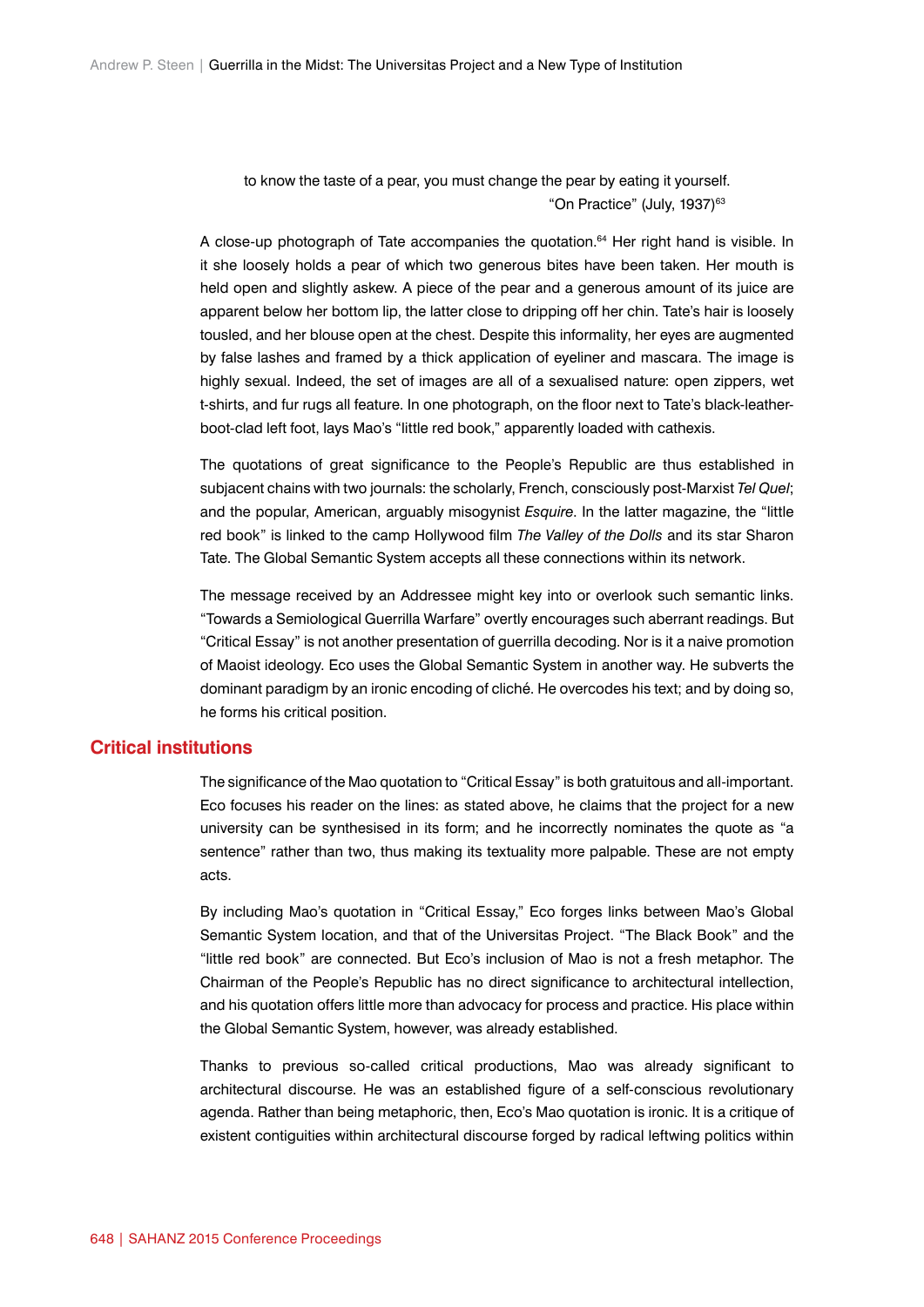to know the taste of a pear, you must change the pear by eating it yourself.
"On Practice" (July, 1937)[63]

A close-up photograph of Tate accompanies the quotation.[64] Her right hand is visible. In it she loosely holds a pear of which two generous bites have been taken. Her mouth is held open and slightly askew. A piece of the pear and a generous amount of its juice are apparent below her bottom lip, the latter close to dripping off her chin. Tate's hair is loosely tousled, and her blouse open at the chest. Despite this informality, her eyes are augmented by false lashes and framed by a thick application of eyeliner and mascara. The image is highly sexual. Indeed, the set of images are all of a sexualised nature: open zippers, wet t-shirts, and fur rugs all feature. In one photograph, on the floor next to Tate's black-leather-boot-clad left foot, lays Mao's "little red book," apparently loaded with cathexis.

The quotations of great significance to the People's Republic are thus established in subjacent chains with two journals: the scholarly, French, consciously post-Marxist *Tel Quel*; and the popular, American, arguably misogynist *Esquire*. In the latter magazine, the "little red book" is linked to the camp Hollywood film *The Valley of the Dolls* and its star Sharon Tate. The Global Semantic System accepts all these connections within its network.

The message received by an Addressee might key into or overlook such semantic links. "Towards a Semiological Guerrilla Warfare" overtly encourages such aberrant readings. But "Critical Essay" is not another presentation of guerrilla decoding. Nor is it a naive promotion of Maoist ideology. Eco uses the Global Semantic System in another way. He subverts the dominant paradigm by an ironic encoding of cliché. He overcodes his text; and by doing so, he forms his critical position.

## Critical institutions

The significance of the Mao quotation to "Critical Essay" is both gratuitous and all-important. Eco focuses his reader on the lines: as stated above, he claims that the project for a new university can be synthesised in its form; and he incorrectly nominates the quote as "a sentence" rather than two, thus making its textuality more palpable. These are not empty acts.

By including Mao's quotation in "Critical Essay," Eco forges links between Mao's Global Semantic System location, and that of the Universitas Project. "The Black Book" and the "little red book" are connected. But Eco's inclusion of Mao is not a fresh metaphor. The Chairman of the People's Republic has no direct significance to architectural intellection, and his quotation offers little more than advocacy for process and practice. His place within the Global Semantic System, however, was already established.

Thanks to previous so-called critical productions, Mao was already significant to architectural discourse. He was an established figure of a self-conscious revolutionary agenda. Rather than being metaphoric, then, Eco's Mao quotation is ironic. It is a critique of existent contiguities within architectural discourse forged by radical leftwing politics within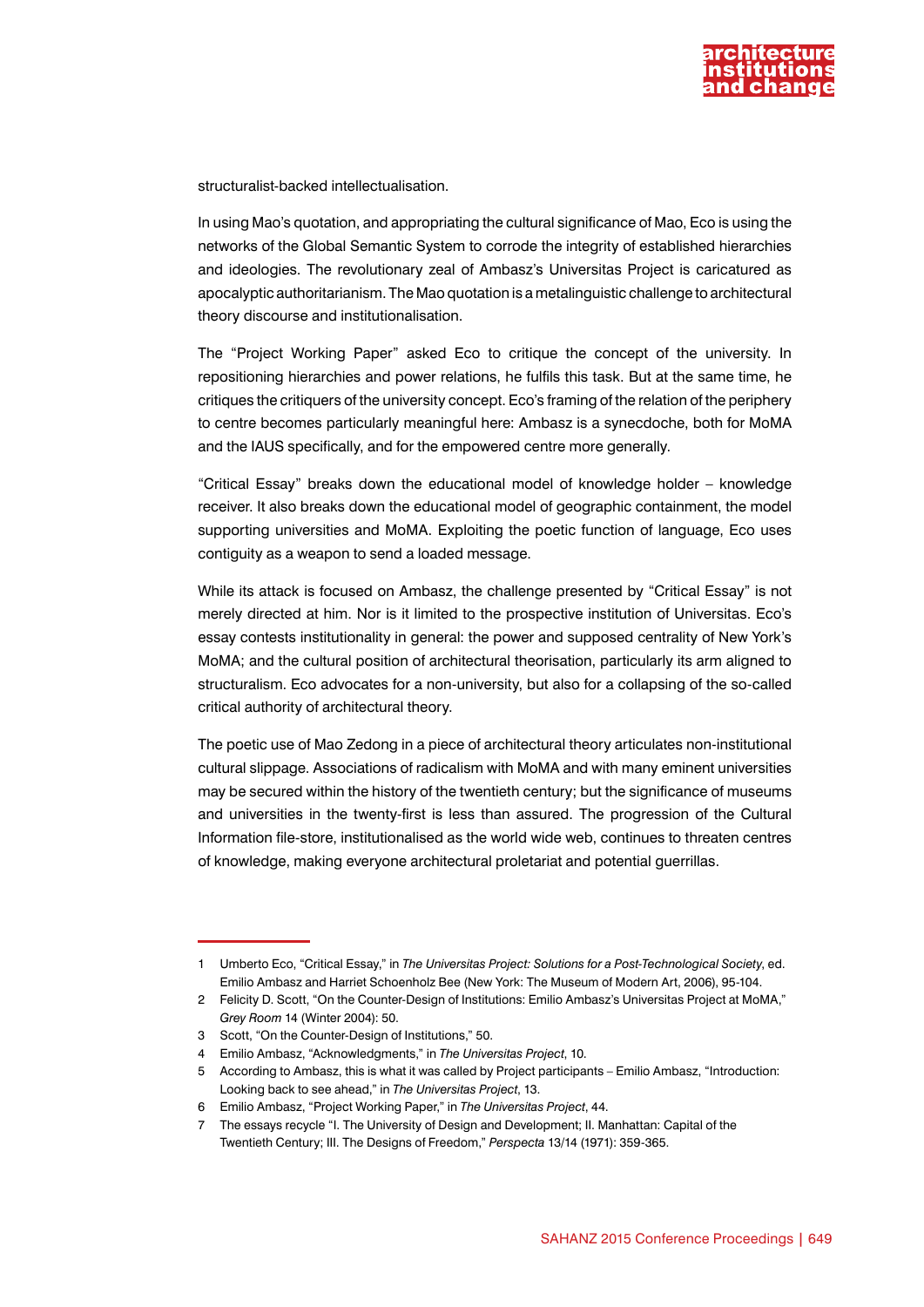structuralist-backed intellectualisation.

In using Mao's quotation, and appropriating the cultural significance of Mao, Eco is using the networks of the Global Semantic System to corrode the integrity of established hierarchies and ideologies. The revolutionary zeal of Ambasz's Universitas Project is caricatured as apocalyptic authoritarianism. The Mao quotation is a metalinguistic challenge to architectural theory discourse and institutionalisation.

The "Project Working Paper" asked Eco to critique the concept of the university. In repositioning hierarchies and power relations, he fulfils this task. But at the same time, he critiques the critiquers of the university concept. Eco's framing of the relation of the periphery to centre becomes particularly meaningful here: Ambasz is a synecdoche, both for MoMA and the IAUS specifically, and for the empowered centre more generally.

"Critical Essay" breaks down the educational model of knowledge holder – knowledge receiver. It also breaks down the educational model of geographic containment, the model supporting universities and MoMA. Exploiting the poetic function of language, Eco uses contiguity as a weapon to send a loaded message.

While its attack is focused on Ambasz, the challenge presented by "Critical Essay" is not merely directed at him. Nor is it limited to the prospective institution of Universitas. Eco's essay contests institutionality in general: the power and supposed centrality of New York's MoMA; and the cultural position of architectural theorisation, particularly its arm aligned to structuralism. Eco advocates for a non-university, but also for a collapsing of the so-called critical authority of architectural theory.

The poetic use of Mao Zedong in a piece of architectural theory articulates non-institutional cultural slippage. Associations of radicalism with MoMA and with many eminent universities may be secured within the history of the twentieth century; but the significance of museums and universities in the twenty-first is less than assured. The progression of the Cultural Information file-store, institutionalised as the world wide web, continues to threaten centres of knowledge, making everyone architectural proletariat and potential guerrillas.

---

1 Umberto Eco, "Critical Essay," in *The Universitas Project: Solutions for a Post-Technological Society*, ed. Emilio Ambasz and Harriet Schoenholz Bee (New York: The Museum of Modern Art, 2006), 95-104.

2 Felicity D. Scott, "On the Counter-Design of Institutions: Emilio Ambasz's Universitas Project at MoMA," *Grey Room* 14 (Winter 2004): 50.

3 Scott, "On the Counter-Design of Institutions," 50.

4 Emilio Ambasz, "Acknowledgments," in *The Universitas Project*, 10.

5 According to Ambasz, this is what it was called by Project participants – Emilio Ambasz, "Introduction: Looking back to see ahead," in *The Universitas Project*, 13.

6 Emilio Ambasz, "Project Working Paper," in *The Universitas Project*, 44.

7 The essays recycle "I. The University of Design and Development; II. Manhattan: Capital of the Twentieth Century; III. The Designs of Freedom," *Perspecta* 13/14 (1971): 359-365.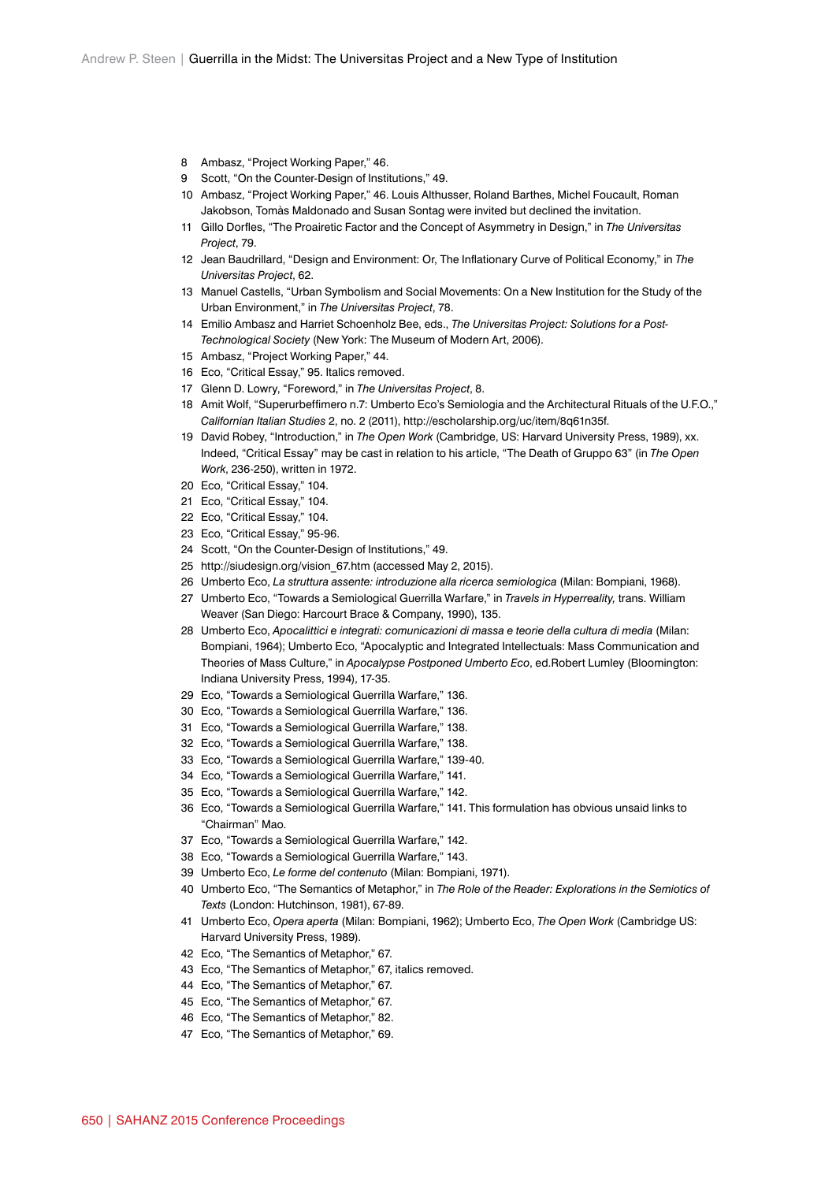8 Ambasz, "Project Working Paper," 46.
9 Scott, "On the Counter-Design of Institutions," 49.
10 Ambasz, "Project Working Paper," 46. Louis Althusser, Roland Barthes, Michel Foucault, Roman Jakobson, Tomàs Maldonado and Susan Sontag were invited but declined the invitation.
11 Gillo Dorfles, "The Proairetic Factor and the Concept of Asymmetry in Design," in *The Universitas Project*, 79.
12 Jean Baudrillard, "Design and Environment: Or, The Inflationary Curve of Political Economy," in *The Universitas Project*, 62.
13 Manuel Castells, "Urban Symbolism and Social Movements: On a New Institution for the Study of the Urban Environment," in *The Universitas Project*, 78.
14 Emilio Ambasz and Harriet Schoenholz Bee, eds., *The Universitas Project: Solutions for a Post-Technological Society* (New York: The Museum of Modern Art, 2006).
15 Ambasz, "Project Working Paper," 44.
16 Eco, "Critical Essay," 95. Italics removed.
17 Glenn D. Lowry, "Foreword," in *The Universitas Project*, 8.
18 Amit Wolf, "Superurbeffimero n.7: Umberto Eco's Semiologia and the Architectural Rituals of the U.F.O.," *Californian Italian Studies* 2, no. 2 (2011), http://escholarship.org/uc/item/8q61n35f.
19 David Robey, "Introduction," in *The Open Work* (Cambridge, US: Harvard University Press, 1989), xx. Indeed, "Critical Essay" may be cast in relation to his article, "The Death of Gruppo 63" (in *The Open Work*, 236-250), written in 1972.
20 Eco, "Critical Essay," 104.
21 Eco, "Critical Essay," 104.
22 Eco, "Critical Essay," 104.
23 Eco, "Critical Essay," 95-96.
24 Scott, "On the Counter-Design of Institutions," 49.
25 http://siudesign.org/vision_67.htm (accessed May 2, 2015).
26 Umberto Eco, *La struttura assente: introduzione alla ricerca semiologica* (Milan: Bompiani, 1968).
27 Umberto Eco, "Towards a Semiological Guerrilla Warfare," in *Travels in Hyperreality,* trans. William Weaver (San Diego: Harcourt Brace & Company, 1990), 135.
28 Umberto Eco, *Apocalittici e integrati: comunicazioni di massa e teorie della cultura di media* (Milan: Bompiani, 1964); Umberto Eco, "Apocalyptic and Integrated Intellectuals: Mass Communication and Theories of Mass Culture," in *Apocalypse Postponed Umberto Eco*, ed.Robert Lumley (Bloomington: Indiana University Press, 1994), 17-35.
29 Eco, "Towards a Semiological Guerrilla Warfare," 136.
30 Eco, "Towards a Semiological Guerrilla Warfare," 136.
31 Eco, "Towards a Semiological Guerrilla Warfare," 138.
32 Eco, "Towards a Semiological Guerrilla Warfare," 138.
33 Eco, "Towards a Semiological Guerrilla Warfare," 139-40.
34 Eco, "Towards a Semiological Guerrilla Warfare," 141.
35 Eco, "Towards a Semiological Guerrilla Warfare," 142.
36 Eco, "Towards a Semiological Guerrilla Warfare," 141. This formulation has obvious unsaid links to "Chairman" Mao.
37 Eco, "Towards a Semiological Guerrilla Warfare," 142.
38 Eco, "Towards a Semiological Guerrilla Warfare," 143.
39 Umberto Eco, *Le forme del contenuto* (Milan: Bompiani, 1971).
40 Umberto Eco, "The Semantics of Metaphor," in *The Role of the Reader: Explorations in the Semiotics of Texts* (London: Hutchinson, 1981), 67-89.
41 Umberto Eco, *Opera aperta* (Milan: Bompiani, 1962); Umberto Eco, *The Open Work* (Cambridge US: Harvard University Press, 1989).
42 Eco, "The Semantics of Metaphor," 67.
43 Eco, "The Semantics of Metaphor," 67, italics removed.
44 Eco, "The Semantics of Metaphor," 67.
45 Eco, "The Semantics of Metaphor," 67.
46 Eco, "The Semantics of Metaphor," 82.
47 Eco, "The Semantics of Metaphor," 69.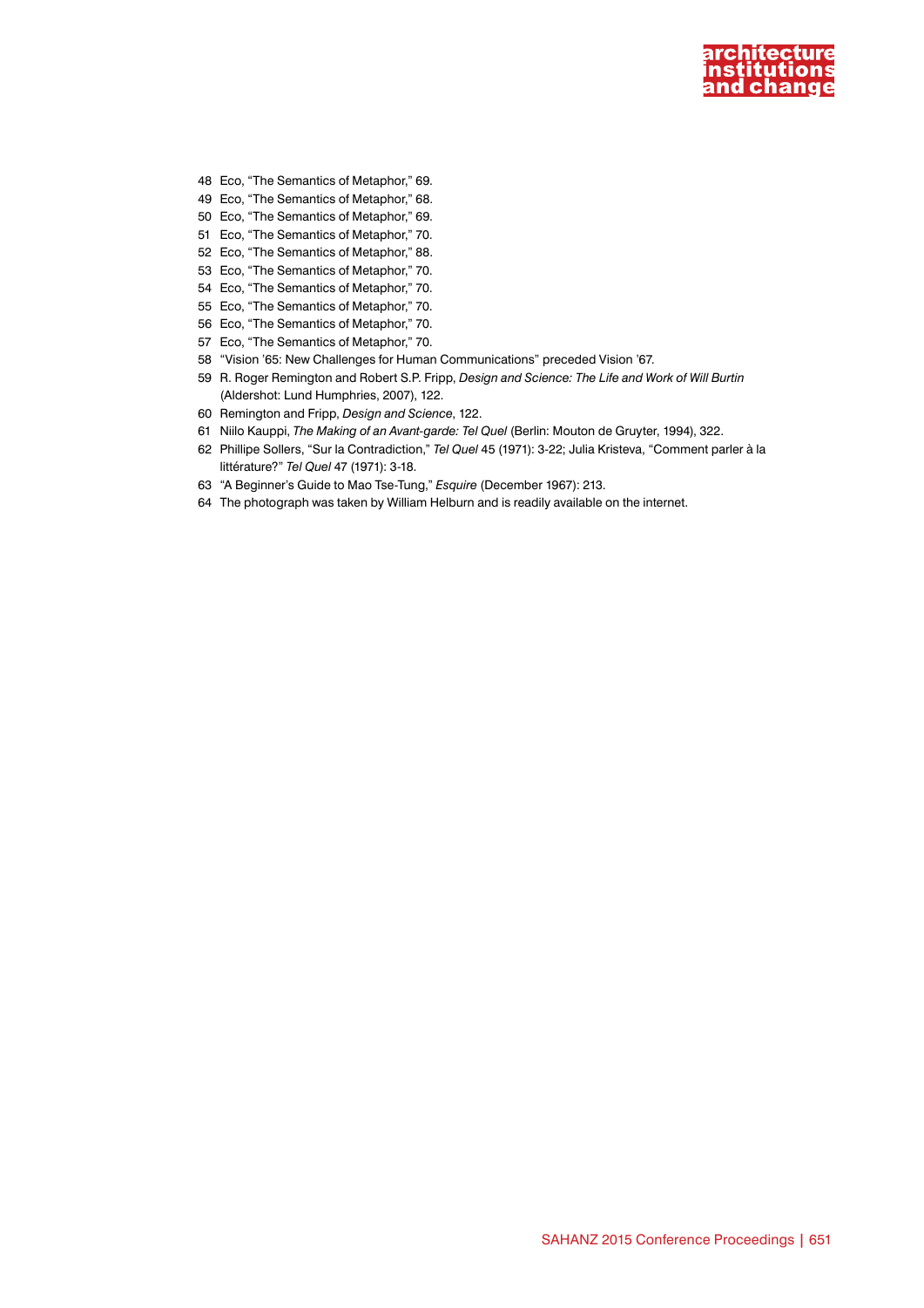48 Eco, "The Semantics of Metaphor," 69.
49 Eco, "The Semantics of Metaphor," 68.
50 Eco, "The Semantics of Metaphor," 69.
51 Eco, "The Semantics of Metaphor," 70.
52 Eco, "The Semantics of Metaphor," 88.
53 Eco, "The Semantics of Metaphor," 70.
54 Eco, "The Semantics of Metaphor," 70.
55 Eco, "The Semantics of Metaphor," 70.
56 Eco, "The Semantics of Metaphor," 70.
57 Eco, "The Semantics of Metaphor," 70.
58 "Vision '65: New Challenges for Human Communications" preceded Vision '67.
59 R. Roger Remington and Robert S.P. Fripp, *Design and Science: The Life and Work of Will Burtin* (Aldershot: Lund Humphries, 2007), 122.
60 Remington and Fripp, *Design and Science*, 122.
61 Niilo Kauppi, *The Making of an Avant-garde: Tel Quel* (Berlin: Mouton de Gruyter, 1994), 322.
62 Phillipe Sollers, "Sur la Contradiction," *Tel Quel* 45 (1971): 3-22; Julia Kristeva, "Comment parler à la littérature?" *Tel Quel* 47 (1971): 3-18.
63 "A Beginner's Guide to Mao Tse-Tung," *Esquire* (December 1967): 213.
64 The photograph was taken by William Helburn and is readily available on the internet.